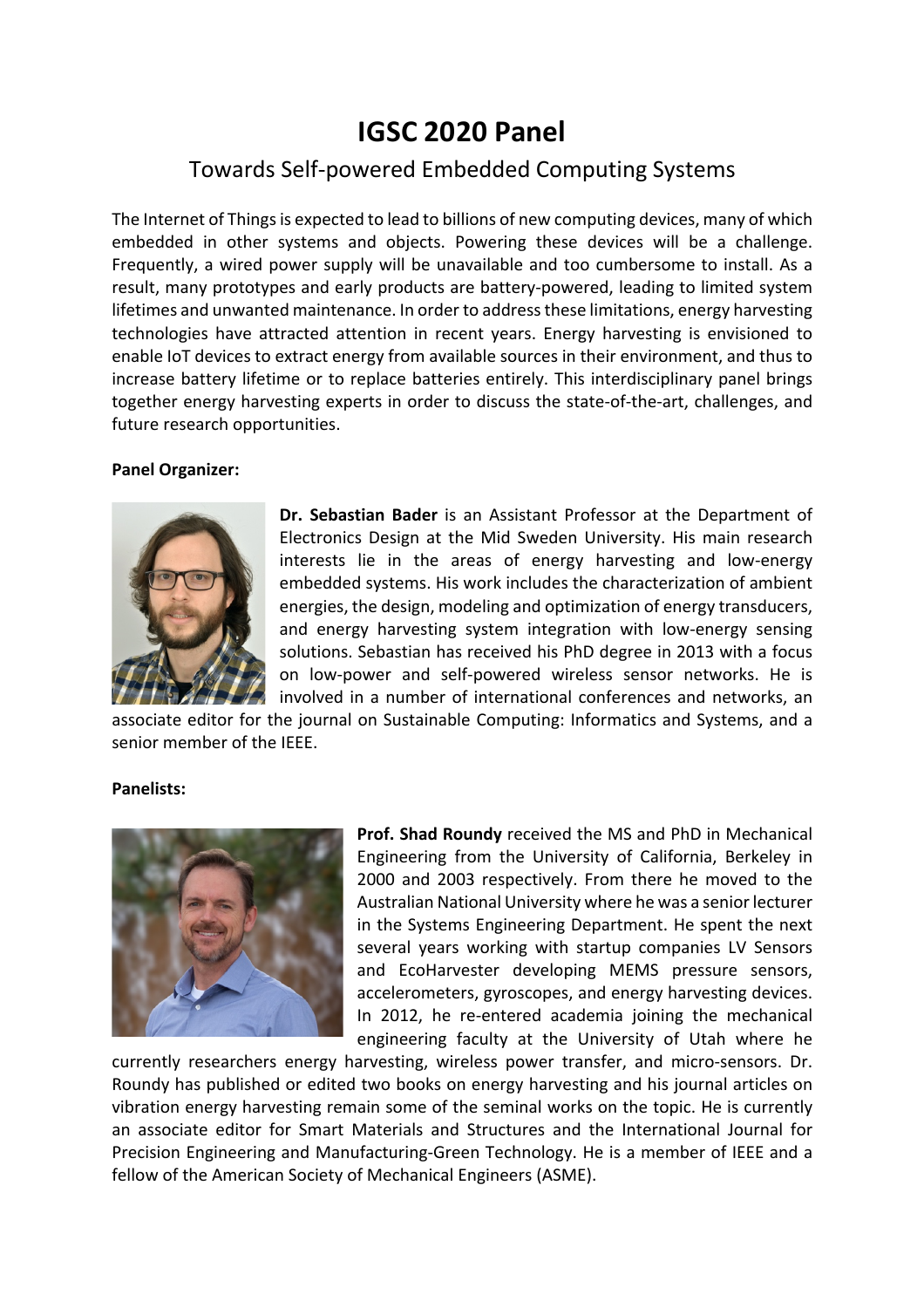# IGSC 2020 Panel

## Towards Self-powered Embedded Computing Systems

The Internet of Things is expected to lead to billions of new computing devices, many of which embedded in other systems and objects. Powering these devices will be a challenge. Frequently, a wired power supply will be unavailable and too cumbersome to install. As a result, many prototypes and early products are battery-powered, leading to limited system lifetimes and unwanted maintenance. In order to address these limitations, energy harvesting technologies have attracted attention in recent years. Energy harvesting is envisioned to enable IoT devices to extract energy from available sources in their environment, and thus to increase battery lifetime or to replace batteries entirely. This interdisciplinary panel brings together energy harvesting experts in order to discuss the state-of-the-art, challenges, and future research opportunities.

**Panel Organizer:**

**Dr. Sebastian Bader** is an Assistant Professor at the Department of Electronics Design at the Mid Sweden University. His main research interests lie in the areas of energy harvesting and low-energy embedded systems. His work includes the characterization of ambient energies, the design, modeling and optimization of energy transducers, and energy harvesting system integration with low-energy sensing solutions. Sebastian has received his PhD degree in 2013 with a focus on low-power and self-powered wireless sensor networks. He is involved in a number of international conferences and networks, an associate editor for the journal on Sustainable Computing: Informatics and Systems, and a senior member of the IEEE.

**Panelists:**

**Prof. Shad Roundy** received the MS and PhD in Mechanical Engineering from the University of California, Berkeley in 2000 and 2003 respectively. From there he moved to the Australian National University where he was a senior lecturer in the Systems Engineering Department. He spent the next several years working with startup companies LV Sensors and EcoHarvester developing MEMS pressure sensors, accelerometers, gyroscopes, and energy harvesting devices. In 2012, he re-entered academia joining the mechanical engineering faculty at the University of Utah where he currently researchers energy harvesting, wireless power transfer, and micro-sensors. Dr. Roundy has published or edited two books on energy harvesting and his journal articles on vibration energy harvesting remain some of the seminal works on the topic. He is currently an associate editor for Smart Materials and Structures and the International Journal for Precision Engineering and Manufacturing-Green Technology. He is a member of IEEE and a fellow of the American Society of Mechanical Engineers (ASME).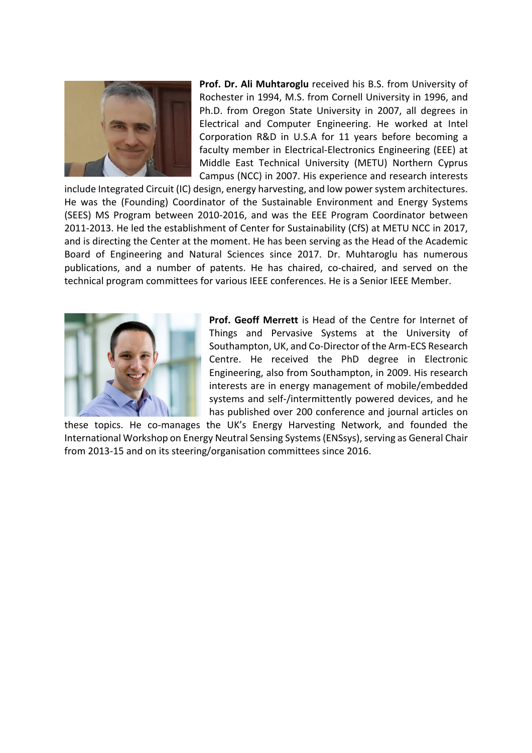**Prof. Dr. Ali Muhtaroglu** received his B.S. from University of Rochester in 1994, M.S. from Cornell University in 1996, and Ph.D. from Oregon State University in 2007, all degrees in Electrical and Computer Engineering. He worked at Intel Corporation R&D in U.S.A for 11 years before becoming a faculty member in Electrical-Electronics Engineering (EEE) at Middle East Technical University (METU) Northern Cyprus Campus (NCC) in 2007. His experience and research interests include Integrated Circuit (IC) design, energy harvesting, and low power system architectures. He was the (Founding) Coordinator of the Sustainable Environment and Energy Systems (SEES) MS Program between 2010-2016, and was the EEE Program Coordinator between 2011-2013. He led the establishment of Center for Sustainability (CfS) at METU NCC in 2017, and is directing the Center at the moment. He has been serving as the Head of the Academic Board of Engineering and Natural Sciences since 2017. Dr. Muhtaroglu has numerous publications, and a number of patents. He has chaired, co-chaired, and served on the technical program committees for various IEEE conferences. He is a Senior IEEE Member.

**Prof. Geoff Merrett** is Head of the Centre for Internet of Things and Pervasive Systems at the University of Southampton, UK, and Co-Director of the Arm-ECS Research Centre. He received the PhD degree in Electronic Engineering, also from Southampton, in 2009. His research interests are in energy management of mobile/embedded systems and self-/intermittently powered devices, and he has published over 200 conference and journal articles on these topics. He co-manages the UK's Energy Harvesting Network, and founded the International Workshop on Energy Neutral Sensing Systems (ENSsys), serving as General Chair from 2013-15 and on its steering/organisation committees since 2016.